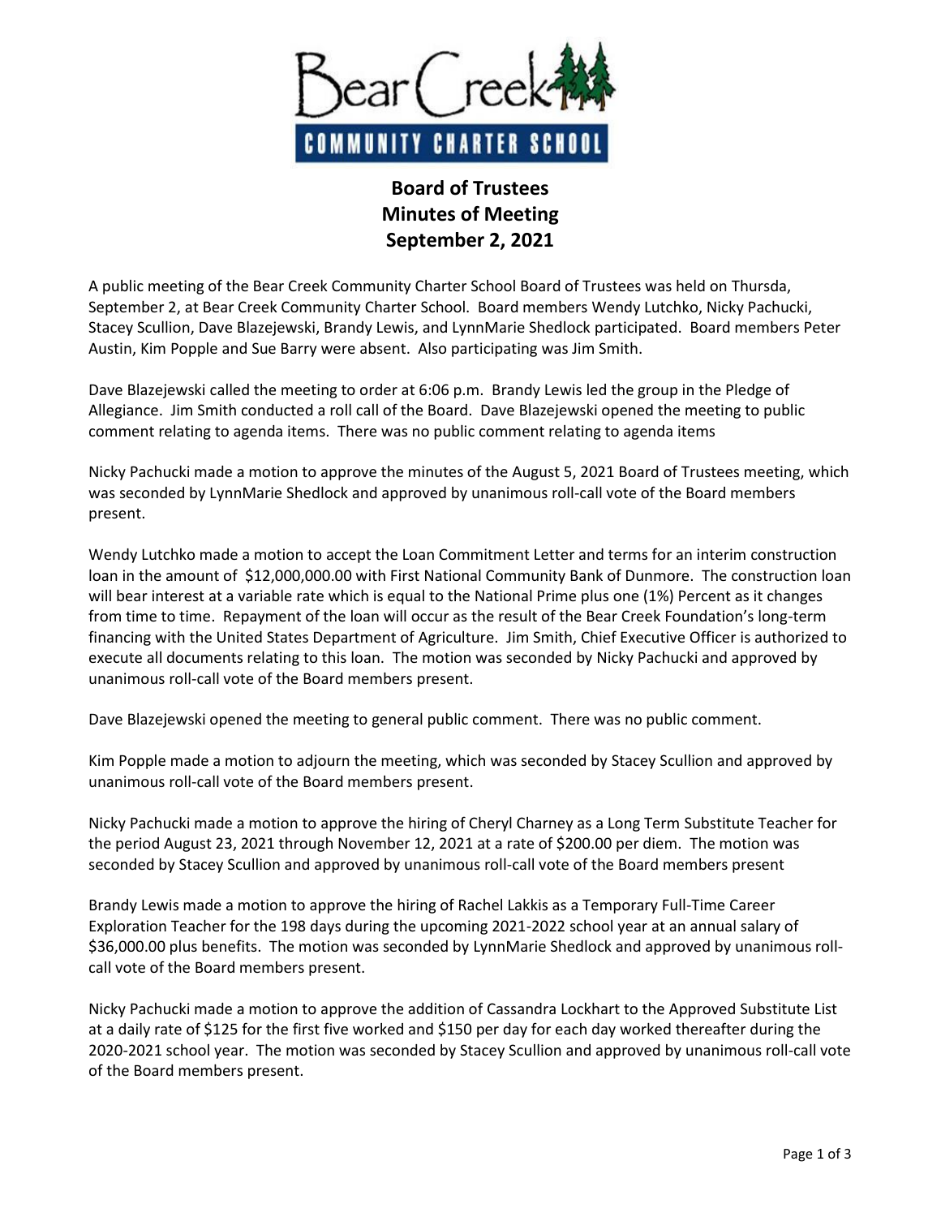Bear Creek COMMUNITY CHARTER SCHOOL

# Board of Trustees
# Minutes of Meeting
# September 2, 2021

A public meeting of the Bear Creek Community Charter School Board of Trustees was held on Thursda, September 2, at Bear Creek Community Charter School. Board members Wendy Lutchko, Nicky Pachucki, Stacey Scullion, Dave Blazejewski, Brandy Lewis, and LynnMarie Shedlock participated. Board members Peter Austin, Kim Popple and Sue Barry were absent. Also participating was Jim Smith.

Dave Blazejewski called the meeting to order at 6:06 p.m. Brandy Lewis led the group in the Pledge of Allegiance. Jim Smith conducted a roll call of the Board. Dave Blazejewski opened the meeting to public comment relating to agenda items. There was no public comment relating to agenda items

Nicky Pachucki made a motion to approve the minutes of the August 5, 2021 Board of Trustees meeting, which was seconded by LynnMarie Shedlock and approved by unanimous roll-call vote of the Board members present.

Wendy Lutchko made a motion to accept the Loan Commitment Letter and terms for an interim construction loan in the amount of $12,000,000.00 with First National Community Bank of Dunmore. The construction loan will bear interest at a variable rate which is equal to the National Prime plus one (1%) Percent as it changes from time to time. Repayment of the loan will occur as the result of the Bear Creek Foundation's long-term financing with the United States Department of Agriculture. Jim Smith, Chief Executive Officer is authorized to execute all documents relating to this loan. The motion was seconded by Nicky Pachucki and approved by unanimous roll-call vote of the Board members present.

Dave Blazejewski opened the meeting to general public comment. There was no public comment.

Kim Popple made a motion to adjourn the meeting, which was seconded by Stacey Scullion and approved by unanimous roll-call vote of the Board members present.

Nicky Pachucki made a motion to approve the hiring of Cheryl Charney as a Long Term Substitute Teacher for the period August 23, 2021 through November 12, 2021 at a rate of $200.00 per diem. The motion was seconded by Stacey Scullion and approved by unanimous roll-call vote of the Board members present

Brandy Lewis made a motion to approve the hiring of Rachel Lakkis as a Temporary Full-Time Career Exploration Teacher for the 198 days during the upcoming 2021-2022 school year at an annual salary of $36,000.00 plus benefits. The motion was seconded by LynnMarie Shedlock and approved by unanimous roll-call vote of the Board members present.

Nicky Pachucki made a motion to approve the addition of Cassandra Lockhart to the Approved Substitute List at a daily rate of $125 for the first five worked and $150 per day for each day worked thereafter during the 2020-2021 school year. The motion was seconded by Stacey Scullion and approved by unanimous roll-call vote of the Board members present.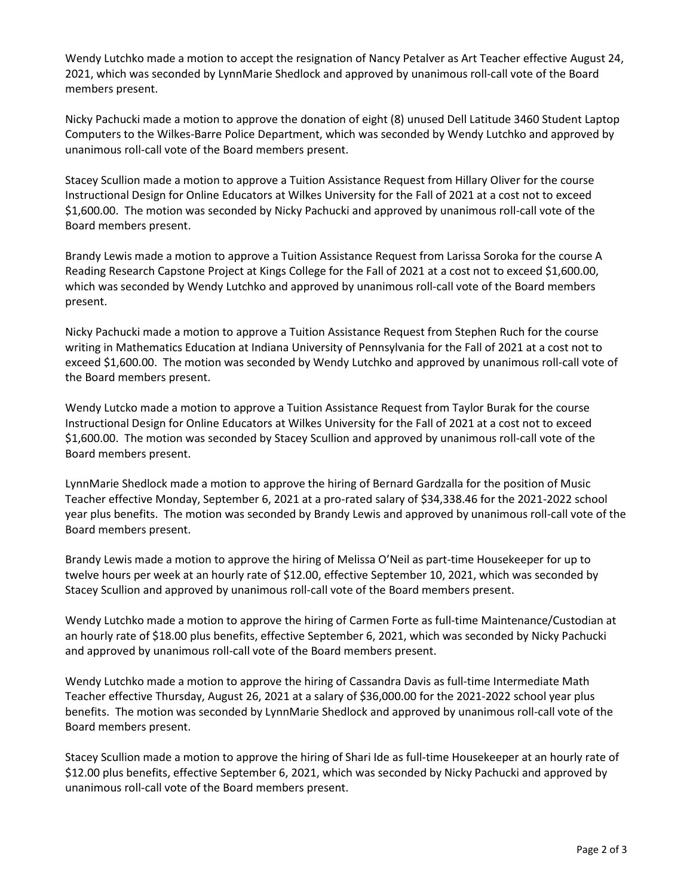Wendy Lutchko made a motion to accept the resignation of Nancy Petalver as Art Teacher effective August 24, 2021, which was seconded by LynnMarie Shedlock and approved by unanimous roll-call vote of the Board members present.

Nicky Pachucki made a motion to approve the donation of eight (8) unused Dell Latitude 3460 Student Laptop Computers to the Wilkes-Barre Police Department, which was seconded by Wendy Lutchko and approved by unanimous roll-call vote of the Board members present.

Stacey Scullion made a motion to approve a Tuition Assistance Request from Hillary Oliver for the course Instructional Design for Online Educators at Wilkes University for the Fall of 2021 at a cost not to exceed $1,600.00. The motion was seconded by Nicky Pachucki and approved by unanimous roll-call vote of the Board members present.

Brandy Lewis made a motion to approve a Tuition Assistance Request from Larissa Soroka for the course A Reading Research Capstone Project at Kings College for the Fall of 2021 at a cost not to exceed $1,600.00, which was seconded by Wendy Lutchko and approved by unanimous roll-call vote of the Board members present.

Nicky Pachucki made a motion to approve a Tuition Assistance Request from Stephen Ruch for the course writing in Mathematics Education at Indiana University of Pennsylvania for the Fall of 2021 at a cost not to exceed $1,600.00. The motion was seconded by Wendy Lutchko and approved by unanimous roll-call vote of the Board members present.

Wendy Lutcko made a motion to approve a Tuition Assistance Request from Taylor Burak for the course Instructional Design for Online Educators at Wilkes University for the Fall of 2021 at a cost not to exceed $1,600.00. The motion was seconded by Stacey Scullion and approved by unanimous roll-call vote of the Board members present.

LynnMarie Shedlock made a motion to approve the hiring of Bernard Gardzalla for the position of Music Teacher effective Monday, September 6, 2021 at a pro-rated salary of $34,338.46 for the 2021-2022 school year plus benefits. The motion was seconded by Brandy Lewis and approved by unanimous roll-call vote of the Board members present.

Brandy Lewis made a motion to approve the hiring of Melissa O'Neil as part-time Housekeeper for up to twelve hours per week at an hourly rate of $12.00, effective September 10, 2021, which was seconded by Stacey Scullion and approved by unanimous roll-call vote of the Board members present.

Wendy Lutchko made a motion to approve the hiring of Carmen Forte as full-time Maintenance/Custodian at an hourly rate of $18.00 plus benefits, effective September 6, 2021, which was seconded by Nicky Pachucki and approved by unanimous roll-call vote of the Board members present.

Wendy Lutchko made a motion to approve the hiring of Cassandra Davis as full-time Intermediate Math Teacher effective Thursday, August 26, 2021 at a salary of $36,000.00 for the 2021-2022 school year plus benefits. The motion was seconded by LynnMarie Shedlock and approved by unanimous roll-call vote of the Board members present.

Stacey Scullion made a motion to approve the hiring of Shari Ide as full-time Housekeeper at an hourly rate of $12.00 plus benefits, effective September 6, 2021, which was seconded by Nicky Pachucki and approved by unanimous roll-call vote of the Board members present.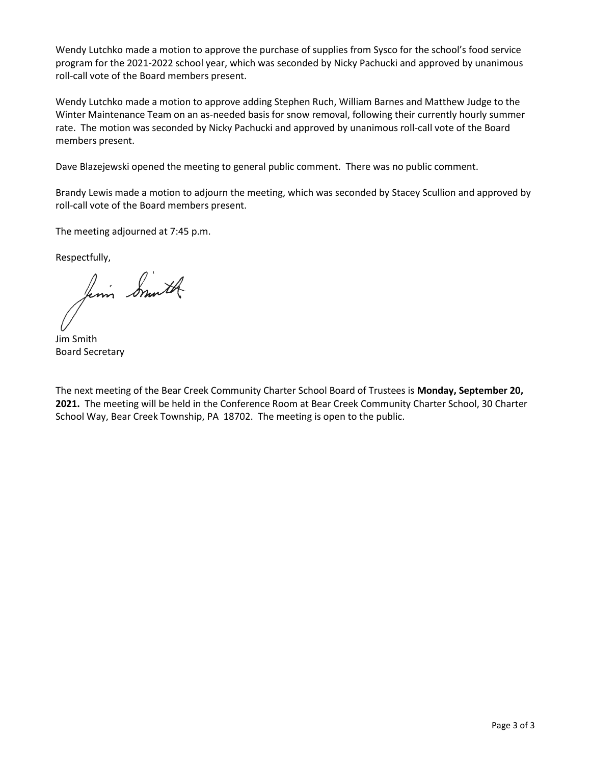Wendy Lutchko made a motion to approve the purchase of supplies from Sysco for the school's food service program for the 2021-2022 school year, which was seconded by Nicky Pachucki and approved by unanimous roll-call vote of the Board members present.

Wendy Lutchko made a motion to approve adding Stephen Ruch, William Barnes and Matthew Judge to the Winter Maintenance Team on an as-needed basis for snow removal, following their currently hourly summer rate. The motion was seconded by Nicky Pachucki and approved by unanimous roll-call vote of the Board members present.

Dave Blazejewski opened the meeting to general public comment. There was no public comment.

Brandy Lewis made a motion to adjourn the meeting, which was seconded by Stacey Scullion and approved by roll-call vote of the Board members present.

The meeting adjourned at 7:45 p.m.

Respectfully,

Jim Smith
Board Secretary

The next meeting of the Bear Creek Community Charter School Board of Trustees is **Monday, September 20, 2021.** The meeting will be held in the Conference Room at Bear Creek Community Charter School, 30 Charter School Way, Bear Creek Township, PA 18702. The meeting is open to the public.